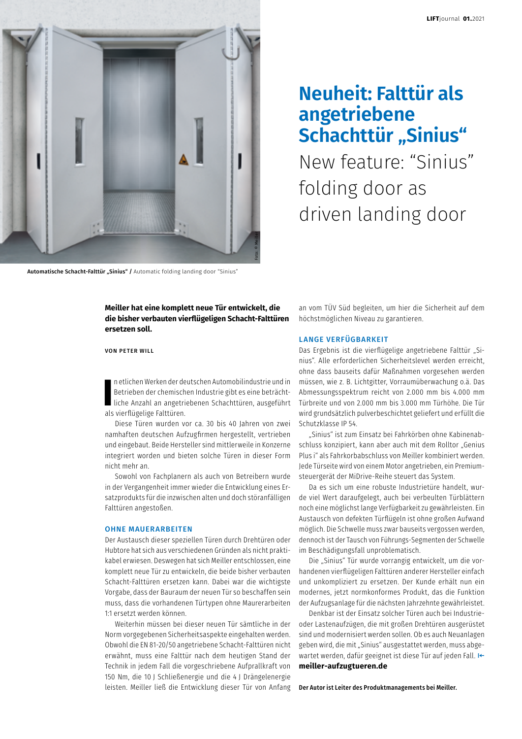# Neuheit: Falttür als angetriebene Schachttür „Sinius“

## New feature: “Sinius” folding door as driven landing door

Foto: © Meiller

**Automatische Schacht-Falttür „Sinius“ /** Automatic folding landing door “Sinius”

**Meiller hat eine komplett neue Tür entwickelt, die die bisher verbauten vierflügeligen Schacht-Falttüren ersetzen soll.**

**VON PETER WILL**

In etlichen Werken der deutschen Automobilindustrie und in Betrieben der chemischen Industrie gibt es eine beträchtliche Anzahl an angetriebenen Schachttüren, ausgeführt als vierflügelige Falttüren.

Diese Türen wurden vor ca. 30 bis 40 Jahren von zwei namhaften deutschen Aufzugfirmen hergestellt, vertrieben und eingebaut. Beide Hersteller sind mittlerweile in Konzerne integriert worden und bieten solche Türen in dieser Form nicht mehr an.

Sowohl von Fachplanern als auch von Betreibern wurde in der Vergangenheit immer wieder die Entwicklung eines Ersatzprodukts für die inzwischen alten und doch störanfälligen Falttüren angestoßen.

### OHNE MAUERARBEITEN

Der Austausch dieser speziellen Türen durch Drehtüren oder Hubtore hat sich aus verschiedenen Gründen als nicht praktikabel erwiesen. Deswegen hat sich Meiller entschlossen, eine komplett neue Tür zu entwickeln, die beide bisher verbauten Schacht-Falttüren ersetzen kann. Dabei war die wichtigste Vorgabe, dass der Bauraum der neuen Tür so beschaffen sein muss, dass die vorhandenen Türtypen ohne Maurerarbeiten 1:1 ersetzt werden können.

Weiterhin müssen bei dieser neuen Tür sämtliche in der Norm vorgegebenen Sicherheitsaspekte eingehalten werden. Obwohl die EN 81-20/50 angetriebene Schacht-Falttüren nicht erwähnt, muss eine Falttür nach dem heutigen Stand der Technik in jedem Fall die vorgeschriebene Aufprallkraft von 150 Nm, die 10 J Schließenergie und die 4 J Drängelenergie leisten. Meiller ließ die Entwicklung dieser Tür von Anfang an vom TÜV Süd begleiten, um hier die Sicherheit auf dem höchstmöglichen Niveau zu garantieren.

### LANGE VERFÜGBARKEIT

Das Ergebnis ist die vierflügelige angetriebene Falttür „Sinius“. Alle erforderlichen Sicherheitslevel werden erreicht, ohne dass bauseits dafür Maßnahmen vorgesehen werden müssen, wie z. B. Lichtgitter, Vorraumüberwachung o.ä. Das Abmessungsspektrum reicht von 2.000 mm bis 4.000 mm Türbreite und von 2.000 mm bis 3.000 mm Türhöhe. Die Tür wird grundsätzlich pulverbeschichtet geliefert und erfüllt die Schutzklasse IP 54.

„Sinius“ ist zum Einsatz bei Fahrkörben ohne Kabinenabschluss konzipiert, kann aber auch mit dem Rolltor „Genius Plus i“ als Fahrkorbabschluss von Meiller kombiniert werden. Jede Türseite wird von einem Motor angetrieben, ein Premiumsteuergerät der MiDrive-Reihe steuert das System.

Da es sich um eine robuste Industrietüre handelt, wurde viel Wert daraufgelegt, auch bei verbeulten Türblättern noch eine möglichst lange Verfügbarkeit zu gewährleisten. Ein Austausch von defekten Türflügeln ist ohne großen Aufwand möglich. Die Schwelle muss zwar bauseits vergossen werden, dennoch ist der Tausch von Führungs-Segmenten der Schwelle im Beschädigungsfall unproblematisch.

Die „Sinius“ Tür wurde vorrangig entwickelt, um die vorhandenen vierflügeligen Falttüren anderer Hersteller einfach und unkompliziert zu ersetzen. Der Kunde erhält nun ein modernes, jetzt normkonformes Produkt, das die Funktion der Aufzugsanlage für die nächsten Jahrzehnte gewährleistet.

Denkbar ist der Einsatz solcher Türen auch bei Industrie- oder Lastenaufzügen, die mit großen Drehtüren ausgerüstet sind und modernisiert werden sollen. Ob es auch Neuanlagen geben wird, die mit „Sinius“ ausgestattet werden, muss abgewartet werden, dafür geeignet ist diese Tür auf jeden Fall.

**meiller-aufzugtueren.de**

**Der Autor ist Leiter des Produktmanagements bei Meiller.**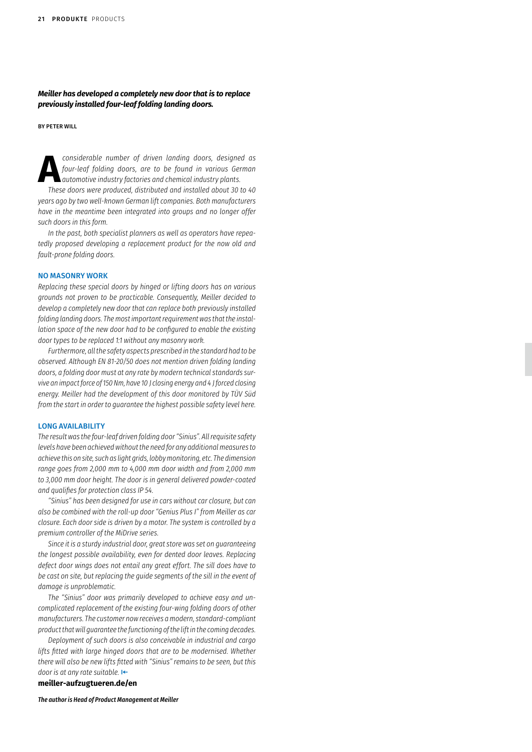***Meiller has developed a completely new door that is to replace previously installed four-leaf folding landing doors.***

**BY PETER WILL**

*A considerable number of driven landing doors, designed as four-leaf folding doors, are to be found in various German automotive industry factories and chemical industry plants.*

*These doors were produced, distributed and installed about 30 to 40 years ago by two well-known German lift companies. Both manufacturers have in the meantime been integrated into groups and no longer offer such doors in this form.*

*In the past, both specialist planners as well as operators have repeatedly proposed developing a replacement product for the now old and fault-prone folding doors.*

## NO MASONRY WORK

*Replacing these special doors by hinged or lifting doors has on various grounds not proven to be practicable. Consequently, Meiller decided to develop a completely new door that can replace both previously installed folding landing doors. The most important requirement was that the installation space of the new door had to be configured to enable the existing door types to be replaced 1:1 without any masonry work.*

*Furthermore, all the safety aspects prescribed in the standard had to be observed. Although EN 81-20/50 does not mention driven folding landing doors, a folding door must at any rate by modern technical standards survive an impact force of 150 Nm, have 10 J closing energy and 4 J forced closing energy. Meiller had the development of this door monitored by TÜV Süd from the start in order to guarantee the highest possible safety level here.*

## LONG AVAILABILITY

*The result was the four-leaf driven folding door "Sinius". All requisite safety levels have been achieved without the need for any additional measures to achieve this on site, such as light grids, lobby monitoring, etc. The dimension range goes from 2,000 mm to 4,000 mm door width and from 2,000 mm to 3,000 mm door height. The door is in general delivered powder-coated and qualifies for protection class IP 54.*

*"Sinius" has been designed for use in cars without car closure, but can also be combined with the roll-up door "Genius Plus I" from Meiller as car closure. Each door side is driven by a motor. The system is controlled by a premium controller of the MiDrive series.*

*Since it is a sturdy industrial door, great store was set on guaranteeing the longest possible availability, even for dented door leaves. Replacing defect door wings does not entail any great effort. The sill does have to be cast on site, but replacing the guide segments of the sill in the event of damage is unproblematic.*

*The "Sinius" door was primarily developed to achieve easy and uncomplicated replacement of the existing four-wing folding doors of other manufacturers. The customer now receives a modern, standard-compliant product that will guarantee the functioning of the lift in the coming decades.*

*Deployment of such doors is also conceivable in industrial and cargo lifts fitted with large hinged doors that are to be modernised. Whether there will also be new lifts fitted with "Sinius" remains to be seen, but this door is at any rate suitable.* ⇤

**meiller-aufzugtueren.de/en**

***The author is Head of Product Management at Meiller***